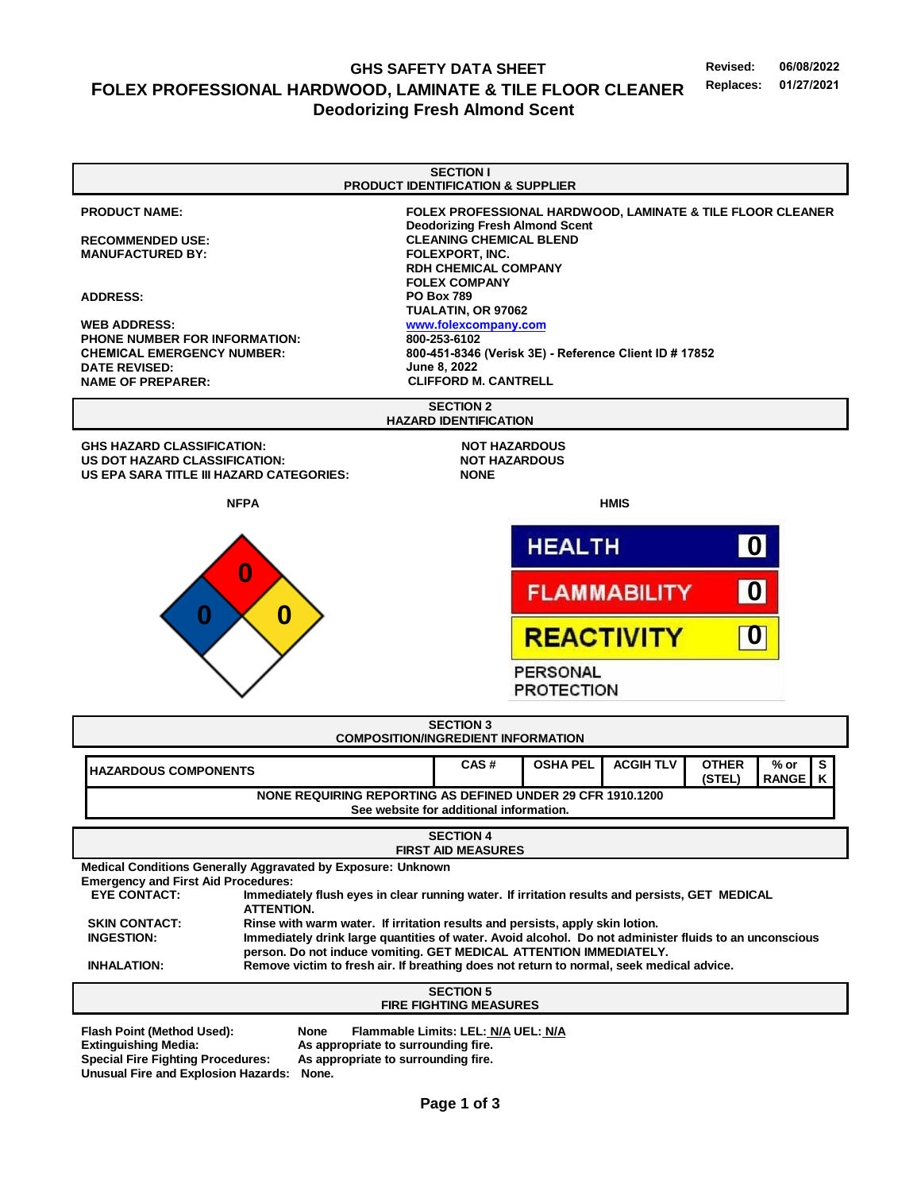# GHS SAFETY DATA SHEET

# FOLEX PROFESSIONAL HARDWOOD, LAMINATE & TILE FLOOR CLEANER

## Deodorizing Fresh Almond Scent

**Revised:** 06/08/2022
**Replaces:** 01/27/2021

## SECTION I
## PRODUCT IDENTIFICATION & SUPPLIER

| | |
|---|---|
| **PRODUCT NAME:** | **FOLEX PROFESSIONAL HARDWOOD, LAMINATE & TILE FLOOR CLEANER Deodorizing Fresh Almond Scent** |
| **RECOMMENDED USE:** | **CLEANING CHEMICAL BLEND** |
| **MANUFACTURED BY:** | **FOLEXPORT, INC. RDH CHEMICAL COMPANY FOLEX COMPANY** |
| **ADDRESS:** | **PO Box 789 TUALATIN, OR 97062** |
| **WEB ADDRESS:** | **www.folexcompany.com** |
| **PHONE NUMBER FOR INFORMATION:** | **800-253-6102** |
| **CHEMICAL EMERGENCY NUMBER:** | **800-451-8346 (Verisk 3E) - Reference Client ID # 17852** |
| **DATE REVISED:** | **June 8, 2022** |
| **NAME OF PREPARER:** | **CLIFFORD M. CANTRELL** |

## SECTION 2
## HAZARD IDENTIFICATION

| | |
|---|---|
| **GHS HAZARD CLASSIFICATION:** | **NOT HAZARDOUS** |
| **US DOT HAZARD CLASSIFICATION:** | **NOT HAZARDOUS** |
| **US EPA SARA TITLE III HAZARD CATEGORIES:** | **NONE** |

**NFPA**

- Health: 0
- Flammability: 0
- Reactivity: 0

**HMIS**

| | |
|---|---|
| HEALTH | 0 |
| FLAMMABILITY | 0 |
| REACTIVITY | 0 |
| PERSONAL PROTECTION | |

## SECTION 3
## COMPOSITION/INGREDIENT INFORMATION

| HAZARDOUS COMPONENTS | CAS # | OSHA PEL | ACGIH TLV | OTHER (STEL) | % or RANGE | SK |
|---|---|---|---|---|---|---|
| NONE REQUIRING REPORTING AS DEFINED UNDER 29 CFR 1910.1200 See website for additional information. | | | | | | |

## SECTION 4
## FIRST AID MEASURES

**Medical Conditions Generally Aggravated by Exposure: Unknown**

**Emergency and First Aid Procedures:**

| | |
|---|---|
| **EYE CONTACT:** | **Immediately flush eyes in clear running water. If irritation results and persists, GET MEDICAL ATTENTION.** |
| **SKIN CONTACT:** | **Rinse with warm water. If irritation results and persists, apply skin lotion.** |
| **INGESTION:** | **Immediately drink large quantities of water. Avoid alcohol. Do not administer fluids to an unconscious person. Do not induce vomiting. GET MEDICAL ATTENTION IMMEDIATELY.** |
| **INHALATION:** | **Remove victim to fresh air. If breathing does not return to normal, seek medical advice.** |

## SECTION 5
## FIRE FIGHTING MEASURES

| | |
|---|---|
| **Flash Point (Method Used):** | **None  Flammable Limits: LEL: N/A UEL: N/A** |
| **Extinguishing Media:** | **As appropriate to surrounding fire.** |
| **Special Fire Fighting Procedures:** | **As appropriate to surrounding fire.** |
| **Unusual Fire and Explosion Hazards:** | **None.** |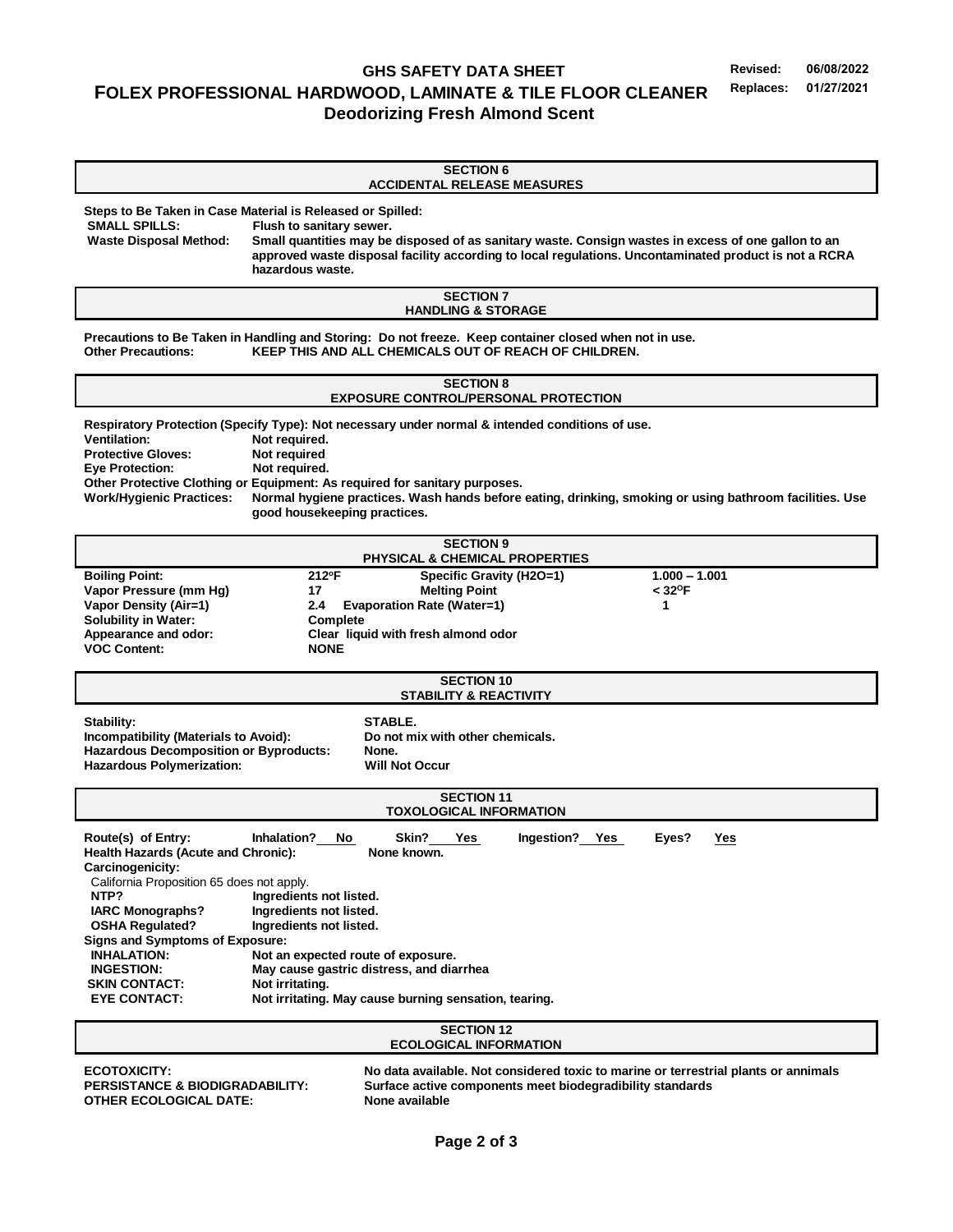## SECTION 6
## ACCIDENTAL RELEASE MEASURES

**Steps to Be Taken in Case Material is Released or Spilled:**

**SMALL SPILLS:** Flush to sanitary sewer.

**Waste Disposal Method:** Small quantities may be disposed of as sanitary waste. Consign wastes in excess of one gallon to an approved waste disposal facility according to local regulations. Uncontaminated product is not a RCRA hazardous waste.

## SECTION 7
## HANDLING & STORAGE

**Precautions to Be Taken in Handling and Storing:** Do not freeze. Keep container closed when not in use.

**Other Precautions:** KEEP THIS AND ALL CHEMICALS OUT OF REACH OF CHILDREN.

## SECTION 8
## EXPOSURE CONTROL/PERSONAL PROTECTION

**Respiratory Protection (Specify Type):** Not necessary under normal & intended conditions of use.

**Ventilation:** Not required.

**Protective Gloves:** Not required

**Eye Protection:** Not required.

**Other Protective Clothing or Equipment:** As required for sanitary purposes.

**Work/Hygienic Practices:** Normal hygiene practices. Wash hands before eating, drinking, smoking or using bathroom facilities. Use good housekeeping practices.

## SECTION 9
## PHYSICAL & CHEMICAL PROPERTIES

| | | | |
|---|---|---|---|
| **Boiling Point:** | 212ºF | **Specific Gravity (H2O=1)** | 1.000 – 1.001 |
| **Vapor Pressure (mm Hg)** | 17 | **Melting Point** | < 32ºF |
| **Vapor Density (Air=1)** | 2.4 | **Evaporation Rate (Water=1)** | 1 |
| **Solubility in Water:** | Complete | | |
| **Appearance and odor:** | Clear liquid with fresh almond odor | | |
| **VOC Content:** | NONE | | |

## SECTION 10
## STABILITY & REACTIVITY

**Stability:** STABLE.

**Incompatibility (Materials to Avoid):** Do not mix with other chemicals.

**Hazardous Decomposition or Byproducts:** None.

**Hazardous Polymerization:** Will Not Occur

## SECTION 11
## TOXOLOGICAL INFORMATION

**Route(s) of Entry:** Inhalation? No Skin? Yes Ingestion? Yes Eyes? Yes

**Health Hazards (Acute and Chronic):** None known.

**Carcinogenicity:**

California Proposition 65 does not apply.

**NTP?** Ingredients not listed.

**IARC Monographs?** Ingredients not listed.

**OSHA Regulated?** Ingredients not listed.

**Signs and Symptoms of Exposure:**

**INHALATION:** Not an expected route of exposure.

**INGESTION:** May cause gastric distress, and diarrhea

**SKIN CONTACT:** Not irritating.

**EYE CONTACT:** Not irritating. May cause burning sensation, tearing.

## SECTION 12
## ECOLOGICAL INFORMATION

**ECOTOXICITY:** No data available. Not considered toxic to marine or terrestrial plants or annimals

**PERSISTANCE & BIODIGRADABILITY:** Surface active components meet biodegradibility standards

**OTHER ECOLOGICAL DATE:** None available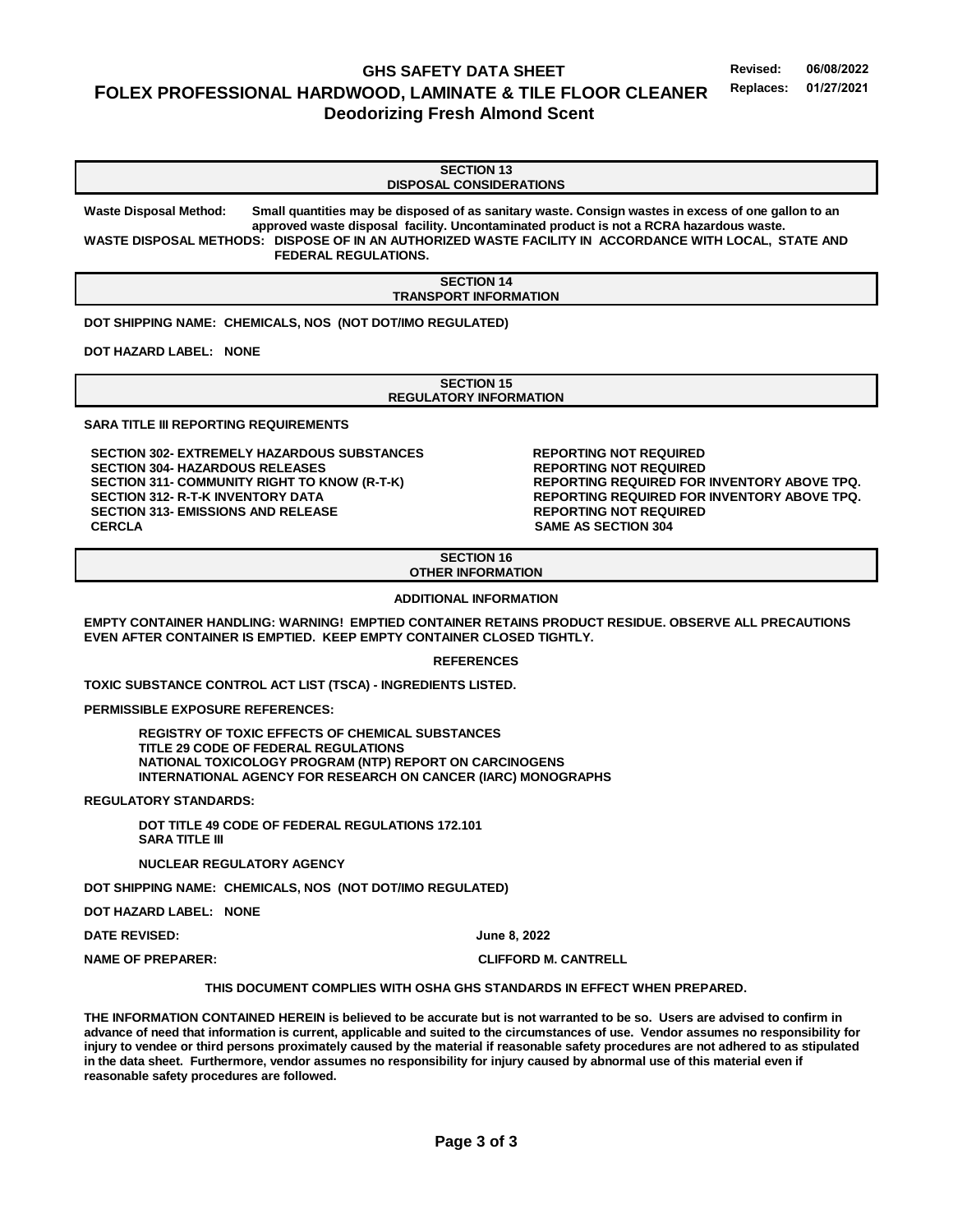## SECTION 13
## DISPOSAL CONSIDERATIONS

**Waste Disposal Method:** Small quantities may be disposed of as sanitary waste. Consign wastes in excess of one gallon to an approved waste disposal facility. Uncontaminated product is not a RCRA hazardous waste.

**WASTE DISPOSAL METHODS:** DISPOSE OF IN AN AUTHORIZED WASTE FACILITY IN ACCORDANCE WITH LOCAL, STATE AND FEDERAL REGULATIONS.

## SECTION 14
## TRANSPORT INFORMATION

**DOT SHIPPING NAME:** CHEMICALS, NOS (NOT DOT/IMO REGULATED)

**DOT HAZARD LABEL:** NONE

## SECTION 15
## REGULATORY INFORMATION

**SARA TITLE III REPORTING REQUIREMENTS**

| | |
|---|---|
| SECTION 302- EXTREMELY HAZARDOUS SUBSTANCES | REPORTING NOT REQUIRED |
| SECTION 304- HAZARDOUS RELEASES | REPORTING NOT REQUIRED |
| SECTION 311- COMMUNITY RIGHT TO KNOW (R-T-K) | REPORTING REQUIRED FOR INVENTORY ABOVE TPQ. |
| SECTION 312- R-T-K INVENTORY DATA | REPORTING REQUIRED FOR INVENTORY ABOVE TPQ. |
| SECTION 313- EMISSIONS AND RELEASE | REPORTING NOT REQUIRED |
| CERCLA | SAME AS SECTION 304 |

## SECTION 16
## OTHER INFORMATION

### ADDITIONAL INFORMATION

**EMPTY CONTAINER HANDLING:** WARNING! EMPTIED CONTAINER RETAINS PRODUCT RESIDUE. OBSERVE ALL PRECAUTIONS EVEN AFTER CONTAINER IS EMPTIED. KEEP EMPTY CONTAINER CLOSED TIGHTLY.

### REFERENCES

TOXIC SUBSTANCE CONTROL ACT LIST (TSCA) - INGREDIENTS LISTED.

**PERMISSIBLE EXPOSURE REFERENCES:**

- REGISTRY OF TOXIC EFFECTS OF CHEMICAL SUBSTANCES
- TITLE 29 CODE OF FEDERAL REGULATIONS
- NATIONAL TOXICOLOGY PROGRAM (NTP) REPORT ON CARCINOGENS
- INTERNATIONAL AGENCY FOR RESEARCH ON CANCER (IARC) MONOGRAPHS

**REGULATORY STANDARDS:**

- DOT TITLE 49 CODE OF FEDERAL REGULATIONS 172.101
- SARA TITLE III
- NUCLEAR REGULATORY AGENCY

**DOT SHIPPING NAME:** CHEMICALS, NOS (NOT DOT/IMO REGULATED)

**DOT HAZARD LABEL:** NONE

**DATE REVISED:** June 8, 2022

**NAME OF PREPARER:** CLIFFORD M. CANTRELL

**THIS DOCUMENT COMPLIES WITH OSHA GHS STANDARDS IN EFFECT WHEN PREPARED.**

**THE INFORMATION CONTAINED HEREIN is believed to be accurate but is not warranted to be so. Users are advised to confirm in advance of need that information is current, applicable and suited to the circumstances of use. Vendor assumes no responsibility for injury to vendee or third persons proximately caused by the material if reasonable safety procedures are not adhered to as stipulated in the data sheet. Furthermore, vendor assumes no responsibility for injury caused by abnormal use of this material even if reasonable safety procedures are followed.**